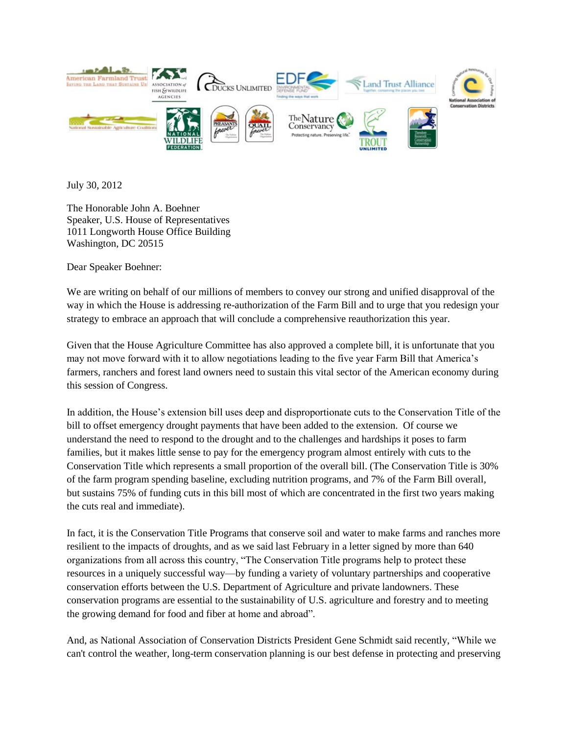July 30, 2012

The Honorable John A. Boehner
Speaker, U.S. House of Representatives
1011 Longworth House Office Building
Washington, DC 20515

Dear Speaker Boehner:

We are writing on behalf of our millions of members to convey our strong and unified disapproval of the way in which the House is addressing re-authorization of the Farm Bill and to urge that you redesign your strategy to embrace an approach that will conclude a comprehensive reauthorization this year.

Given that the House Agriculture Committee has also approved a complete bill, it is unfortunate that you may not move forward with it to allow negotiations leading to the five year Farm Bill that America's farmers, ranchers and forest land owners need to sustain this vital sector of the American economy during this session of Congress.

In addition, the House's extension bill uses deep and disproportionate cuts to the Conservation Title of the bill to offset emergency drought payments that have been added to the extension. Of course we understand the need to respond to the drought and to the challenges and hardships it poses to farm families, but it makes little sense to pay for the emergency program almost entirely with cuts to the Conservation Title which represents a small proportion of the overall bill. (The Conservation Title is 30% of the farm program spending baseline, excluding nutrition programs, and 7% of the Farm Bill overall, but sustains 75% of funding cuts in this bill most of which are concentrated in the first two years making the cuts real and immediate).

In fact, it is the Conservation Title Programs that conserve soil and water to make farms and ranches more resilient to the impacts of droughts, and as we said last February in a letter signed by more than 640 organizations from all across this country, "The Conservation Title programs help to protect these resources in a uniquely successful way—by funding a variety of voluntary partnerships and cooperative conservation efforts between the U.S. Department of Agriculture and private landowners. These conservation programs are essential to the sustainability of U.S. agriculture and forestry and to meeting the growing demand for food and fiber at home and abroad".

And, as National Association of Conservation Districts President Gene Schmidt said recently, "While we can't control the weather, long-term conservation planning is our best defense in protecting and preserving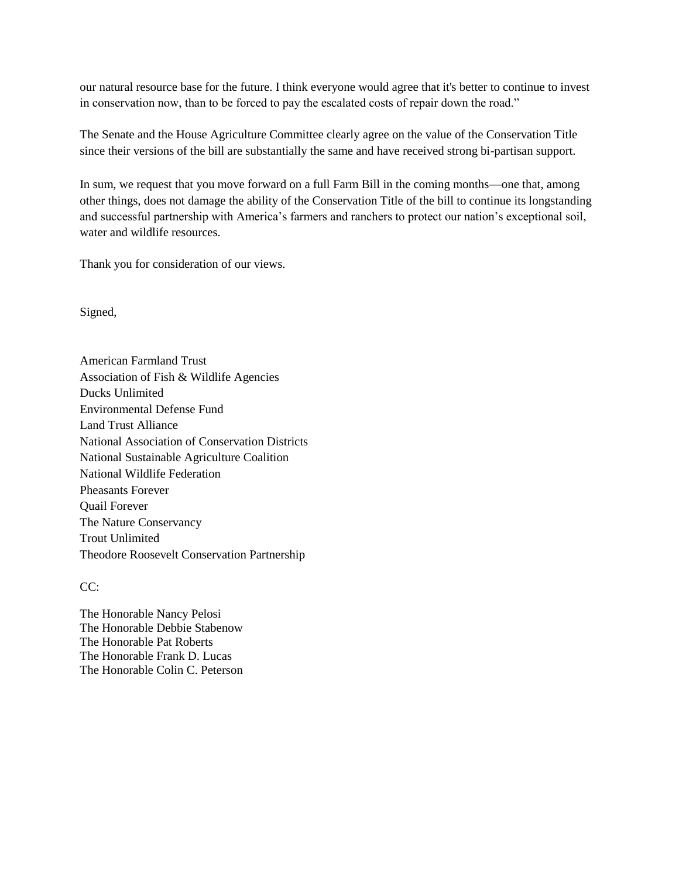our natural resource base for the future. I think everyone would agree that it's better to continue to invest in conservation now, than to be forced to pay the escalated costs of repair down the road."

The Senate and the House Agriculture Committee clearly agree on the value of the Conservation Title since their versions of the bill are substantially the same and have received strong bi-partisan support.

In sum, we request that you move forward on a full Farm Bill in the coming months—one that, among other things, does not damage the ability of the Conservation Title of the bill to continue its longstanding and successful partnership with America's farmers and ranchers to protect our nation's exceptional soil, water and wildlife resources.

Thank you for consideration of our views.

Signed,

American Farmland Trust
Association of Fish & Wildlife Agencies
Ducks Unlimited
Environmental Defense Fund
Land Trust Alliance
National Association of Conservation Districts
National Sustainable Agriculture Coalition
National Wildlife Federation
Pheasants Forever
Quail Forever
The Nature Conservancy
Trout Unlimited
Theodore Roosevelt Conservation Partnership

CC:

The Honorable Nancy Pelosi
The Honorable Debbie Stabenow
The Honorable Pat Roberts
The Honorable Frank D. Lucas
The Honorable Colin C. Peterson